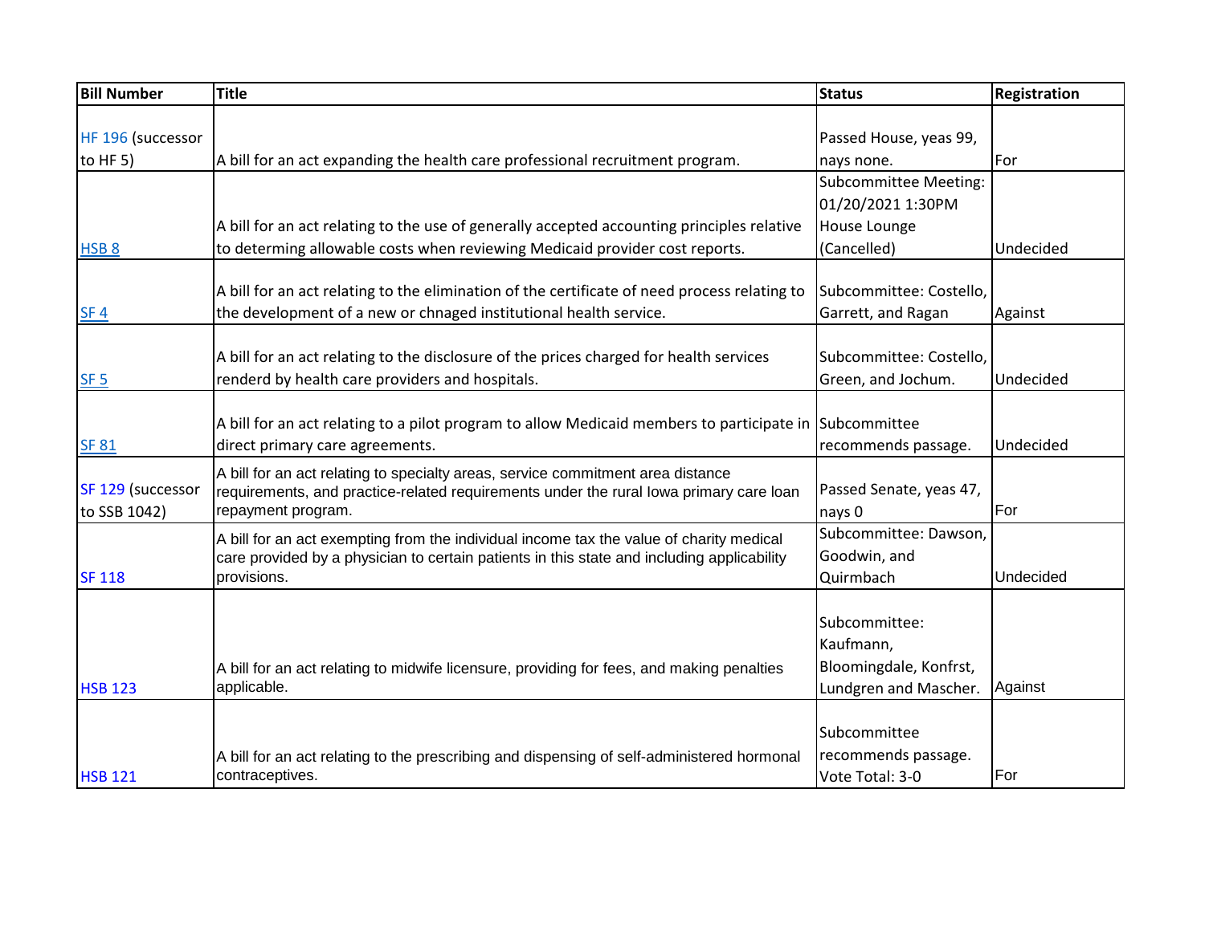| Bill Number | Title | Status | Registration |
|---|---|---|---|
| HF 196 (successor to HF 5) | A bill for an act expanding the health care professional recruitment program. | Passed House, yeas 99, nays none. | For |
| HSB 8 | A bill for an act relating to the use of generally accepted accounting principles relative to determing allowable costs when reviewing Medicaid provider cost reports. | Subcommittee Meeting: 01/20/2021 1:30PM House Lounge (Cancelled) | Undecided |
| SF 4 | A bill for an act relating to the elimination of the certificate of need process relating to the development of a new or chnaged institutional health service. | Subcommittee: Costello, Garrett, and Ragan | Against |
| SF 5 | A bill for an act relating to the disclosure of the prices charged for health services renderd by health care providers and hospitals. | Subcommittee: Costello, Green, and Jochum. | Undecided |
| SF 81 | A bill for an act relating to a pilot program to allow Medicaid members to participate in direct primary care agreements. | Subcommittee recommends passage. | Undecided |
| SF 129 (successor to SSB 1042) | A bill for an act relating to specialty areas, service commitment area distance requirements, and practice-related requirements under the rural Iowa primary care loan repayment program. | Passed Senate, yeas 47, nays 0 | For |
| SF 118 | A bill for an act exempting from the individual income tax the value of charity medical care provided by a physician to certain patients in this state and including applicability provisions. | Subcommittee: Dawson, Goodwin, and Quirmbach | Undecided |
| HSB 123 | A bill for an act relating to midwife licensure, providing for fees, and making penalties applicable. | Subcommittee: Kaufmann, Bloomingdale, Konfrst, Lundgren and Mascher. | Against |
| HSB 121 | A bill for an act relating to the prescribing and dispensing of self-administered hormonal contraceptives. | Subcommittee recommends passage. Vote Total: 3-0 | For |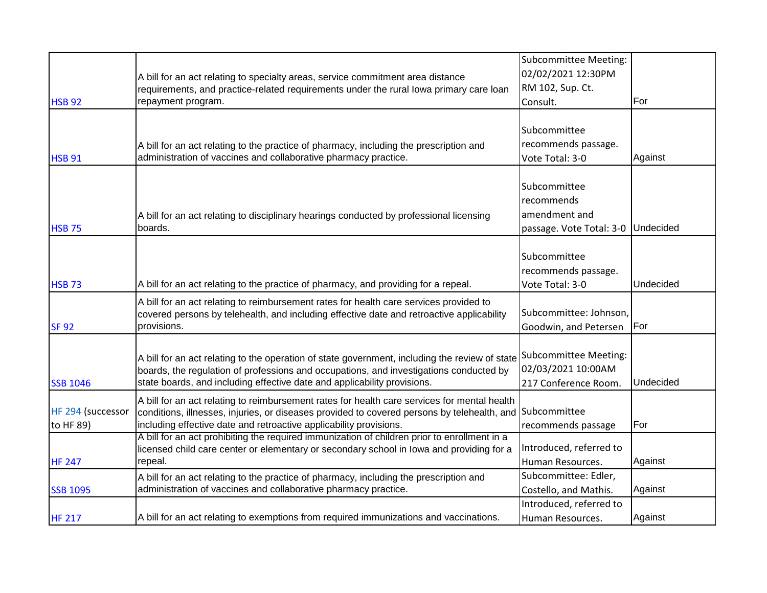| | | | |
|---|---|---|---|
| HSB 92 | A bill for an act relating to specialty areas, service commitment area distance requirements, and practice-related requirements under the rural Iowa primary care loan repayment program. | Subcommittee Meeting: 02/02/2021 12:30PM RM 102, Sup. Ct. Consult. | For |
| HSB 91 | A bill for an act relating to the practice of pharmacy, including the prescription and administration of vaccines and collaborative pharmacy practice. | Subcommittee recommends passage. Vote Total: 3-0 | Against |
| HSB 75 | A bill for an act relating to disciplinary hearings conducted by professional licensing boards. | Subcommittee recommends amendment and passage. Vote Total: 3-0 | Undecided |
| HSB 73 | A bill for an act relating to the practice of pharmacy, and providing for a repeal. | Subcommittee recommends passage. Vote Total: 3-0 | Undecided |
| SF 92 | A bill for an act relating to reimbursement rates for health care services provided to covered persons by telehealth, and including effective date and retroactive applicability provisions. | Subcommittee: Johnson, Goodwin, and Petersen | For |
| SSB 1046 | A bill for an act relating to the operation of state government, including the review of state boards, the regulation of professions and occupations, and investigations conducted by state boards, and including effective date and applicability provisions. | Subcommittee Meeting: 02/03/2021 10:00AM 217 Conference Room. | Undecided |
| HF 294 (successor to HF 89) | A bill for an act relating to reimbursement rates for health care services for mental health conditions, illnesses, injuries, or diseases provided to covered persons by telehealth, and including effective date and retroactive applicability provisions. | Subcommittee recommends passage | For |
| HF 247 | A bill for an act prohibiting the required immunization of children prior to enrollment in a licensed child care center or elementary or secondary school in Iowa and providing for a repeal. | Introduced, referred to Human Resources. | Against |
| SSB 1095 | A bill for an act relating to the practice of pharmacy, including the prescription and administration of vaccines and collaborative pharmacy practice. | Subcommittee: Edler, Costello, and Mathis. | Against |
| HF 217 | A bill for an act relating to exemptions from required immunizations and vaccinations. | Introduced, referred to Human Resources. | Against |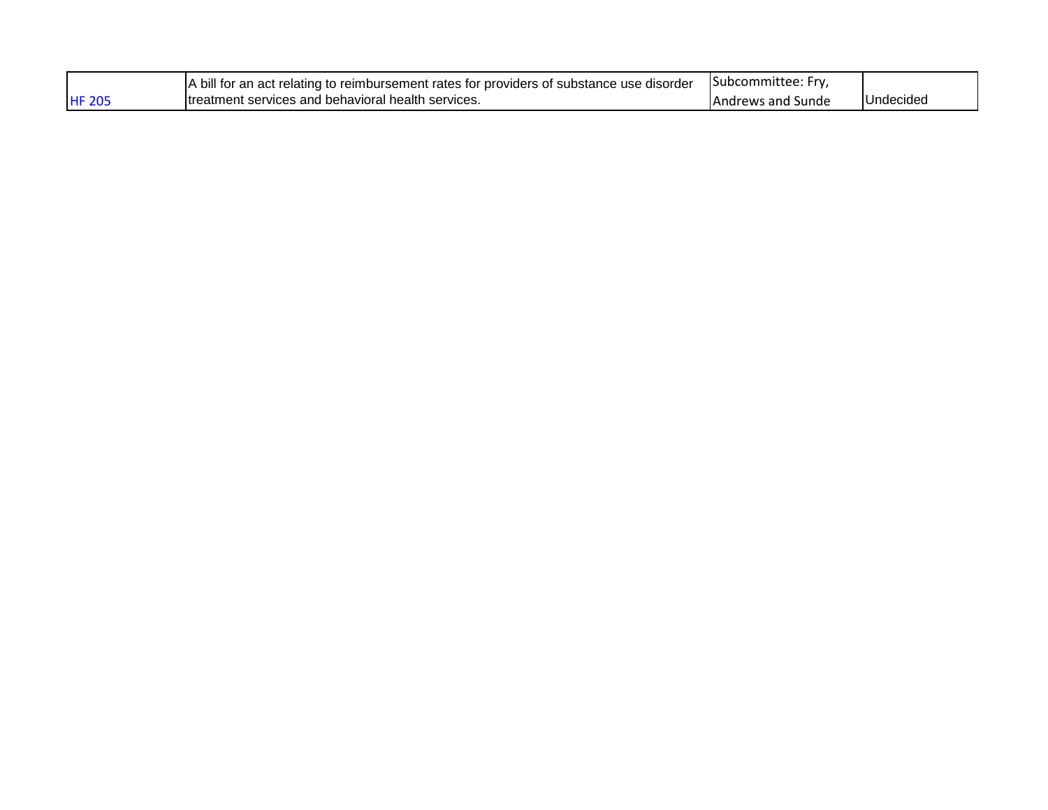| | | | |
|---|---|---|---|
| HF 205 | A bill for an act relating to reimbursement rates for providers of substance use disorder treatment services and behavioral health services. | Subcommittee: Fry, Andrews and Sunde | Undecided |